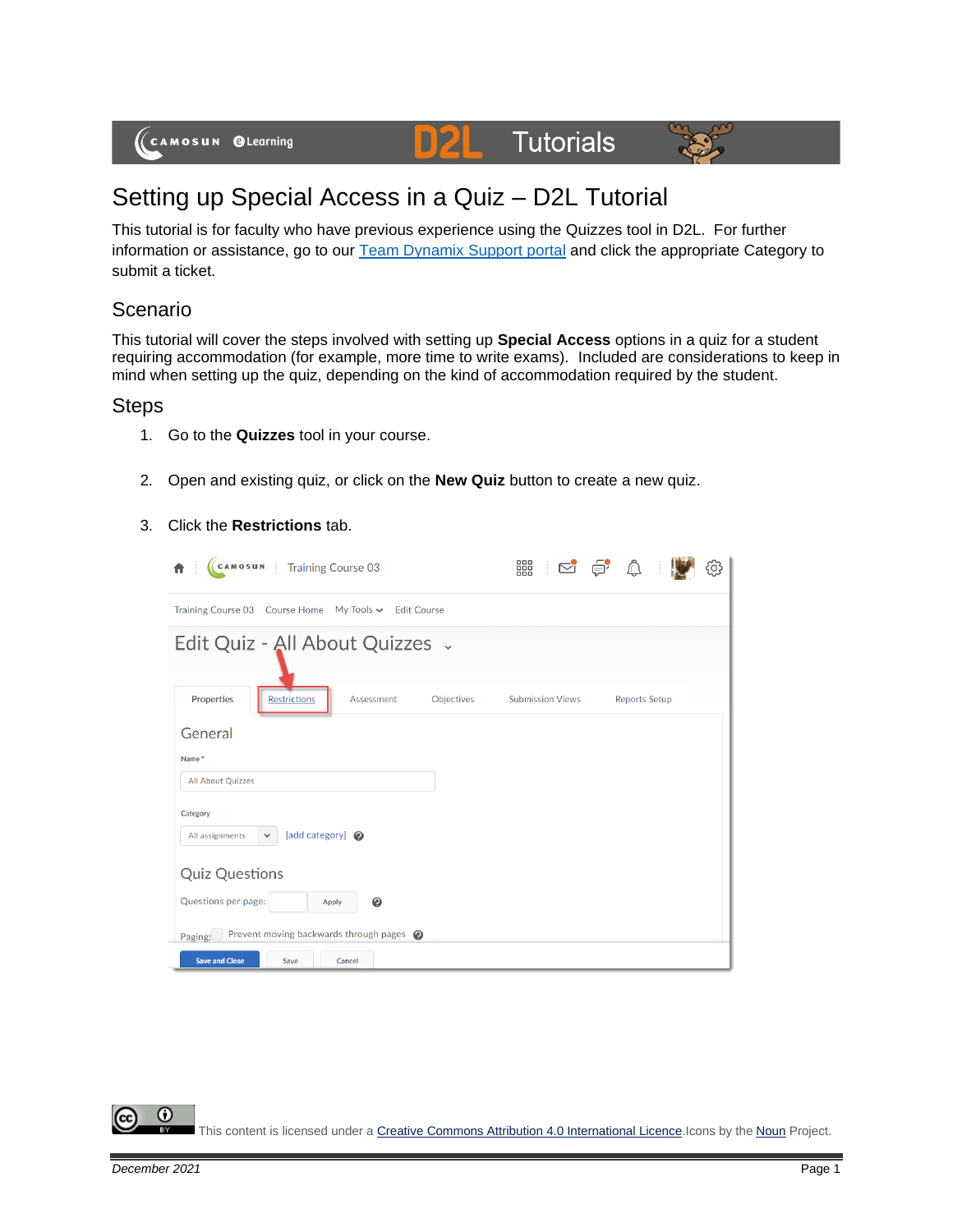# Setting up Special Access in a Quiz – D2L Tutorial

This tutorial is for faculty who have previous experience using the Quizzes tool in D2L. For further information or assistance, go to our [Team Dynamix Support portal](#) and click the appropriate Category to submit a ticket.

## Scenario

This tutorial will cover the steps involved with setting up **Special Access** options in a quiz for a student requiring accommodation (for example, more time to write exams). Included are considerations to keep in mind when setting up the quiz, depending on the kind of accommodation required by the student.

## Steps

1. Go to the **Quizzes** tool in your course.

2. Open and existing quiz, or click on the **New Quiz** button to create a new quiz.

3. Click the **Restrictions** tab.

This content is licensed under a Creative Commons Attribution 4.0 International Licence. Icons by the Noun Project.

December 2021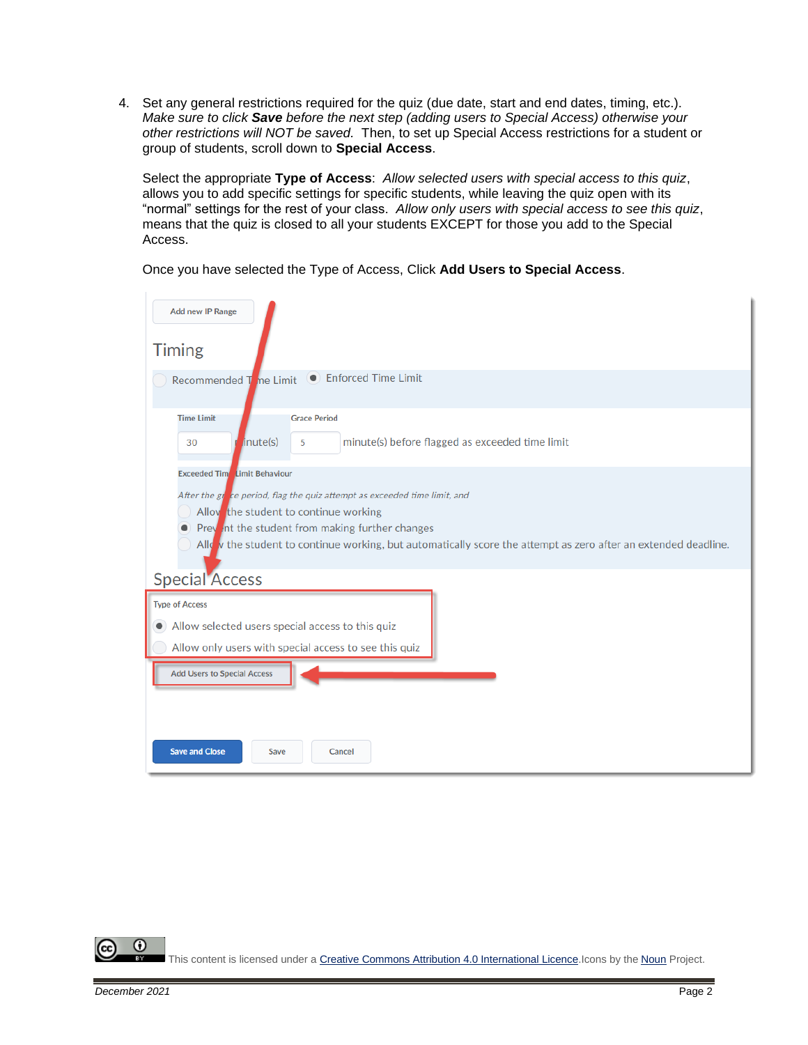4. Set any general restrictions required for the quiz (due date, start and end dates, timing, etc.). *Make sure to click* ***Save*** *before the next step (adding users to Special Access) otherwise your other restrictions will NOT be saved.* Then, to set up Special Access restrictions for a student or group of students, scroll down to **Special Access**.

   Select the appropriate **Type of Access**: *Allow selected users with special access to this quiz*, allows you to add specific settings for specific students, while leaving the quiz open with its "normal" settings for the rest of your class. *Allow only users with special access to see this quiz*, means that the quiz is closed to all your students EXCEPT for those you add to the Special Access.

   Once you have selected the Type of Access, Click **Add Users to Special Access**.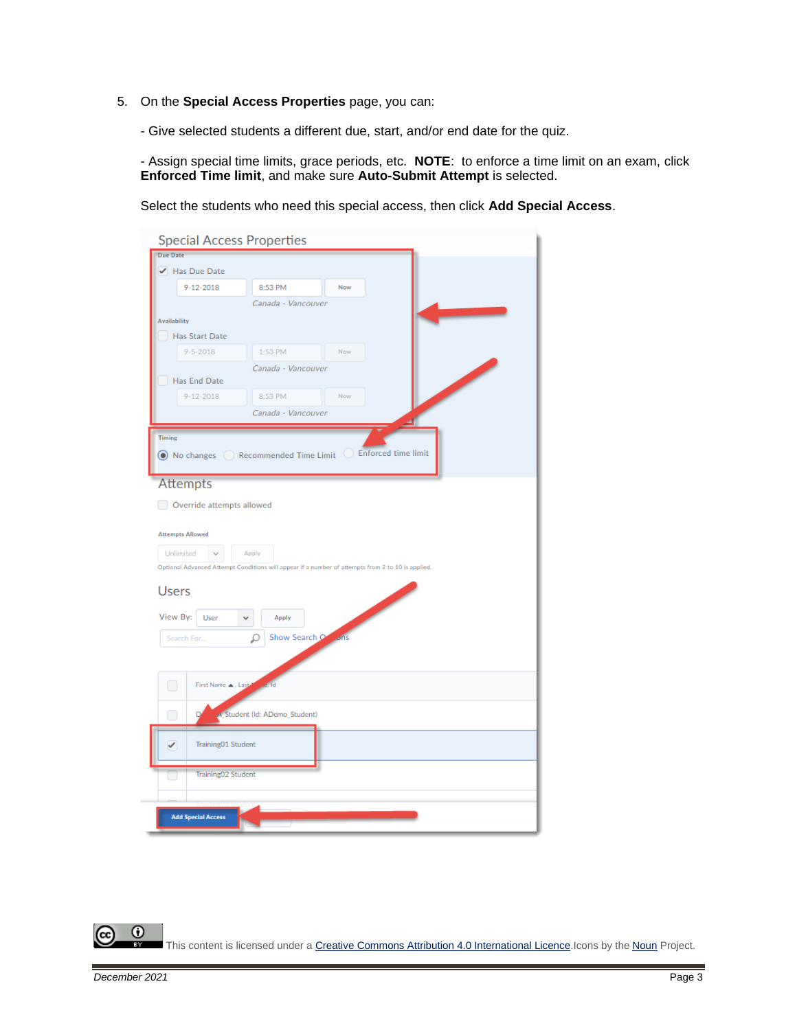5. On the **Special Access Properties** page, you can:

   - Give selected students a different due, start, and/or end date for the quiz.

   - Assign special time limits, grace periods, etc. **NOTE**: to enforce a time limit on an exam, click **Enforced Time limit**, and make sure **Auto-Submit Attempt** is selected.

   Select the students who need this special access, then click **Add Special Access**.

This content is licensed under a Creative Commons Attribution 4.0 International Licence.Icons by the Noun Project.

December 2021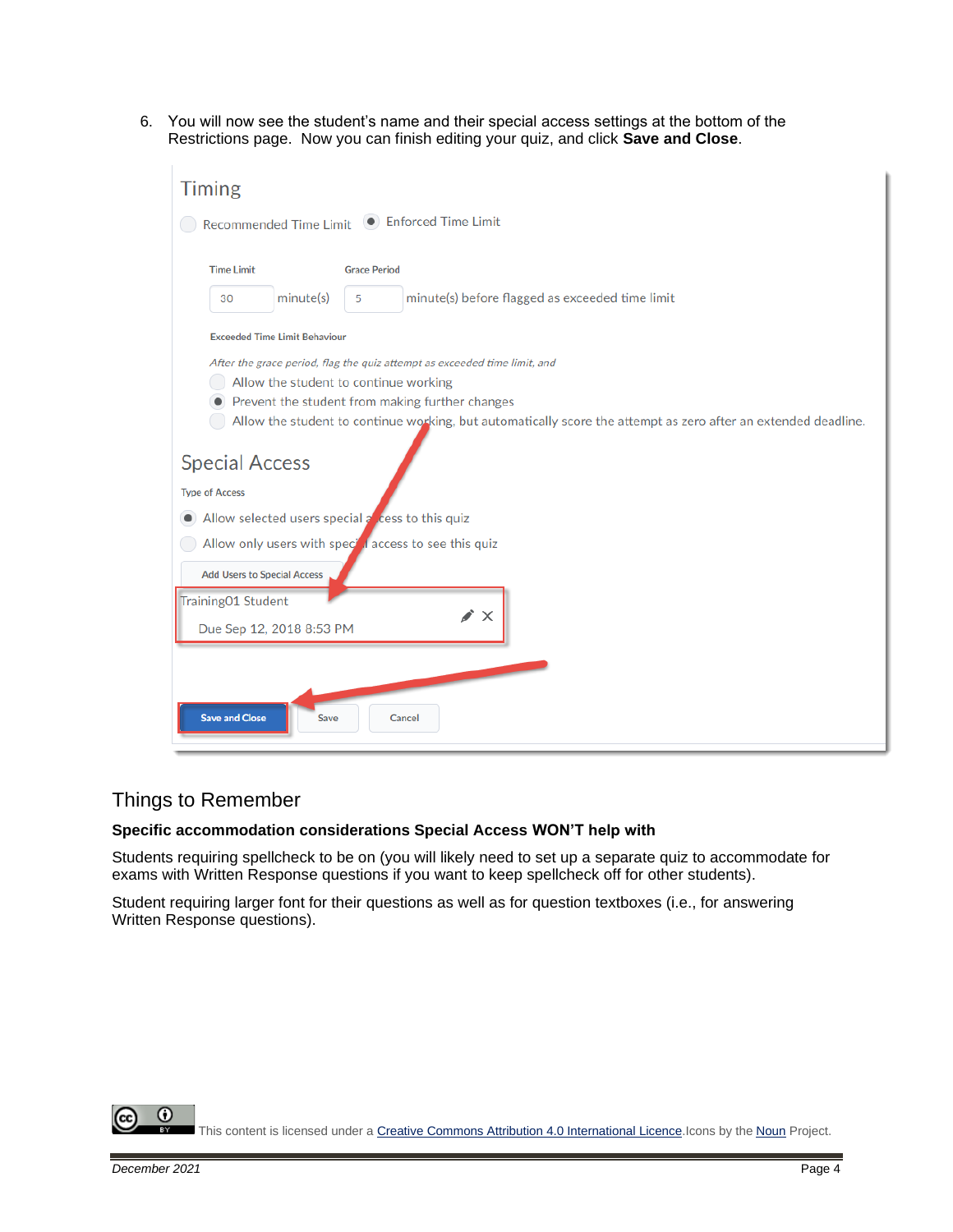6. You will now see the student's name and their special access settings at the bottom of the Restrictions page. Now you can finish editing your quiz, and click **Save and Close**.

Timing

Recommended Time Limit Enforced Time Limit

Time Limit Grace Period

30 minute(s) 5 minute(s) before flagged as exceeded time limit

Exceeded Time Limit Behaviour

*After the grace period, flag the quiz attempt as exceeded time limit, and*

Allow the student to continue working

Prevent the student from making further changes

Allow the student to continue working, but automatically score the attempt as zero after an extended deadline.

Special Access

Type of Access

Allow selected users special access to this quiz

Allow only users with special access to see this quiz

Add Users to Special Access

Training01 Student

Due Sep 12, 2018 8:53 PM

Save and Close Save Cancel

## Things to Remember

### Specific accommodation considerations Special Access WON'T help with

Students requiring spellcheck to be on (you will likely need to set up a separate quiz to accommodate for exams with Written Response questions if you want to keep spellcheck off for other students).

Student requiring larger font for their questions as well as for question textboxes (i.e., for answering Written Response questions).

This content is licensed under a [Creative Commons Attribution 4.0 International Licence](). Icons by the [Noun]() Project.